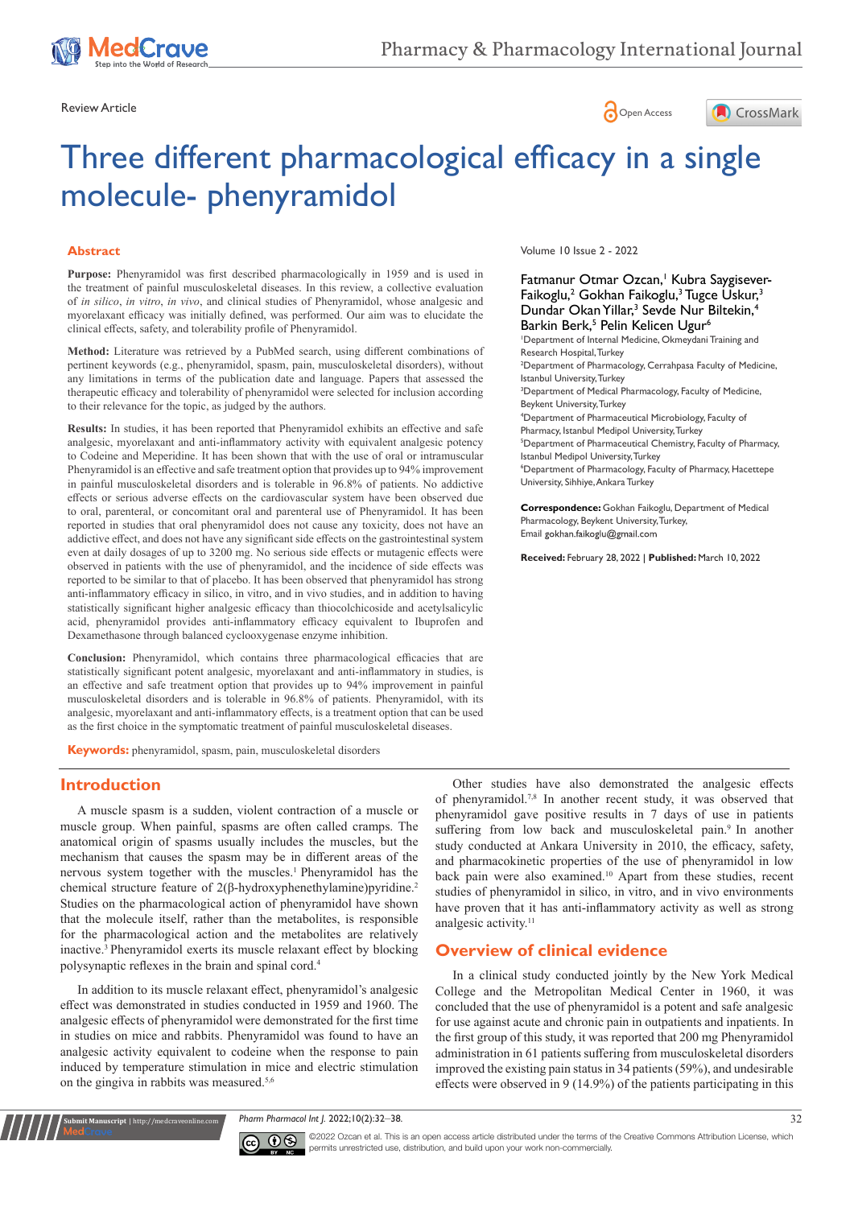Review Article

# Three different pharmacological efficacy in a single molecule- phenyramidol

Volume 10 Issue 2 - 2022

Fatmanur Otmar Ozcan,[1] Kubra Saygisever-Faikoglu,[2] Gokhan Faikoglu,[3] Tugce Uskur,[3] Dundar Okan Yillar,[3] Sevde Nur Biltekin,[4] Barkin Berk,[5] Pelin Kelicen Ugur[6]

[1]Department of Internal Medicine, Okmeydani Training and Research Hospital, Turkey
[2]Department of Pharmacology, Cerrahpasa Faculty of Medicine, Istanbul University, Turkey
[3]Department of Medical Pharmacology, Faculty of Medicine, Beykent University, Turkey
[4]Department of Pharmaceutical Microbiology, Faculty of Pharmacy, Istanbul Medipol University, Turkey
[5]Department of Pharmaceutical Chemistry, Faculty of Pharmacy, Istanbul Medipol University, Turkey
[6]Department of Pharmacology, Faculty of Pharmacy, Hacettepe University, Sihhiye, Ankara Turkey

**Correspondence:** Gokhan Faikoglu, Department of Medical Pharmacology, Beykent University, Turkey, Email gokhan.faikoglu@gmail.com

**Received:** February 28, 2022 | **Published:** March 10, 2022

## Abstract

**Purpose:** Phenyramidol was first described pharmacologically in 1959 and is used in the treatment of painful musculoskeletal diseases. In this review, a collective evaluation of *in silico*, *in vitro*, *in vivo*, and clinical studies of Phenyramidol, whose analgesic and myorelaxant efficacy was initially defined, was performed. Our aim was to elucidate the clinical effects, safety, and tolerability profile of Phenyramidol.

**Method:** Literature was retrieved by a PubMed search, using different combinations of pertinent keywords (e.g., phenyramidol, spasm, pain, musculoskeletal disorders), without any limitations in terms of the publication date and language. Papers that assessed the therapeutic efficacy and tolerability of phenyramidol were selected for inclusion according to their relevance for the topic, as judged by the authors.

**Results:** In studies, it has been reported that Phenyramidol exhibits an effective and safe analgesic, myorelaxant and anti-inflammatory activity with equivalent analgesic potency to Codeine and Meperidine. It has been shown that with the use of oral or intramuscular Phenyramidol is an effective and safe treatment option that provides up to 94% improvement in painful musculoskeletal disorders and is tolerable in 96.8% of patients. No addictive effects or serious adverse effects on the cardiovascular system have been observed due to oral, parenteral, or concomitant oral and parenteral use of Phenyramidol. It has been reported in studies that oral phenyramidol does not cause any toxicity, does not have an addictive effect, and does not have any significant side effects on the gastrointestinal system even at daily dosages of up to 3200 mg. No serious side effects or mutagenic effects were observed in patients with the use of phenyramidol, and the incidence of side effects was reported to be similar to that of placebo. It has been observed that phenyramidol has strong anti-inflammatory efficacy in silico, in vitro, and in vivo studies, and in addition to having statistically significant higher analgesic efficacy than thiocolchicoside and acetylsalicylic acid, phenyramidol provides anti-inflammatory efficacy equivalent to Ibuprofen and Dexamethasone through balanced cyclooxygenase enzyme inhibition.

**Conclusion:** Phenyramidol, which contains three pharmacological efficacies that are statistically significant potent analgesic, myorelaxant and anti-inflammatory in studies, is an effective and safe treatment option that provides up to 94% improvement in painful musculoskeletal disorders and is tolerable in 96.8% of patients. Phenyramidol, with its analgesic, myorelaxant and anti-inflammatory effects, is a treatment option that can be used as the first choice in the symptomatic treatment of painful musculoskeletal diseases.

**Keywords:** phenyramidol, spasm, pain, musculoskeletal disorders

## Introduction

A muscle spasm is a sudden, violent contraction of a muscle or muscle group. When painful, spasms are often called cramps. The anatomical origin of spasms usually includes the muscles, but the mechanism that causes the spasm may be in different areas of the nervous system together with the muscles.[1] Phenyramidol has the chemical structure feature of 2(β-hydroxyphenethylamine)pyridine.[2] Studies on the pharmacological action of phenyramidol have shown that the molecule itself, rather than the metabolites, is responsible for the pharmacological action and the metabolites are relatively inactive.[3] Phenyramidol exerts its muscle relaxant effect by blocking polysynaptic reflexes in the brain and spinal cord.[4]

In addition to its muscle relaxant effect, phenyramidol's analgesic effect was demonstrated in studies conducted in 1959 and 1960. The analgesic effects of phenyramidol were demonstrated for the first time in studies on mice and rabbits. Phenyramidol was found to have an analgesic activity equivalent to codeine when the response to pain induced by temperature stimulation in mice and electric stimulation on the gingiva in rabbits was measured.[5,6]

Other studies have also demonstrated the analgesic effects of phenyramidol.[7,8] In another recent study, it was observed that phenyramidol gave positive results in 7 days of use in patients suffering from low back and musculoskeletal pain.[9] In another study conducted at Ankara University in 2010, the efficacy, safety, and pharmacokinetic properties of the use of phenyramidol in low back pain were also examined.[10] Apart from these studies, recent studies of phenyramidol in silico, in vitro, and in vivo environments have proven that it has anti-inflammatory activity as well as strong analgesic activity.[11]

## Overview of clinical evidence

In a clinical study conducted jointly by the New York Medical College and the Metropolitan Medical Center in 1960, it was concluded that the use of phenyramidol is a potent and safe analgesic for use against acute and chronic pain in outpatients and inpatients. In the first group of this study, it was reported that 200 mg Phenyramidol administration in 61 patients suffering from musculoskeletal disorders improved the existing pain status in 34 patients (59%), and undesirable effects were observed in 9 (14.9%) of the patients participating in this

©2022 Ozcan et al. This is an open access article distributed under the terms of the Creative Commons Attribution License, which permits unrestricted use, distribution, and build upon your work non-commercially.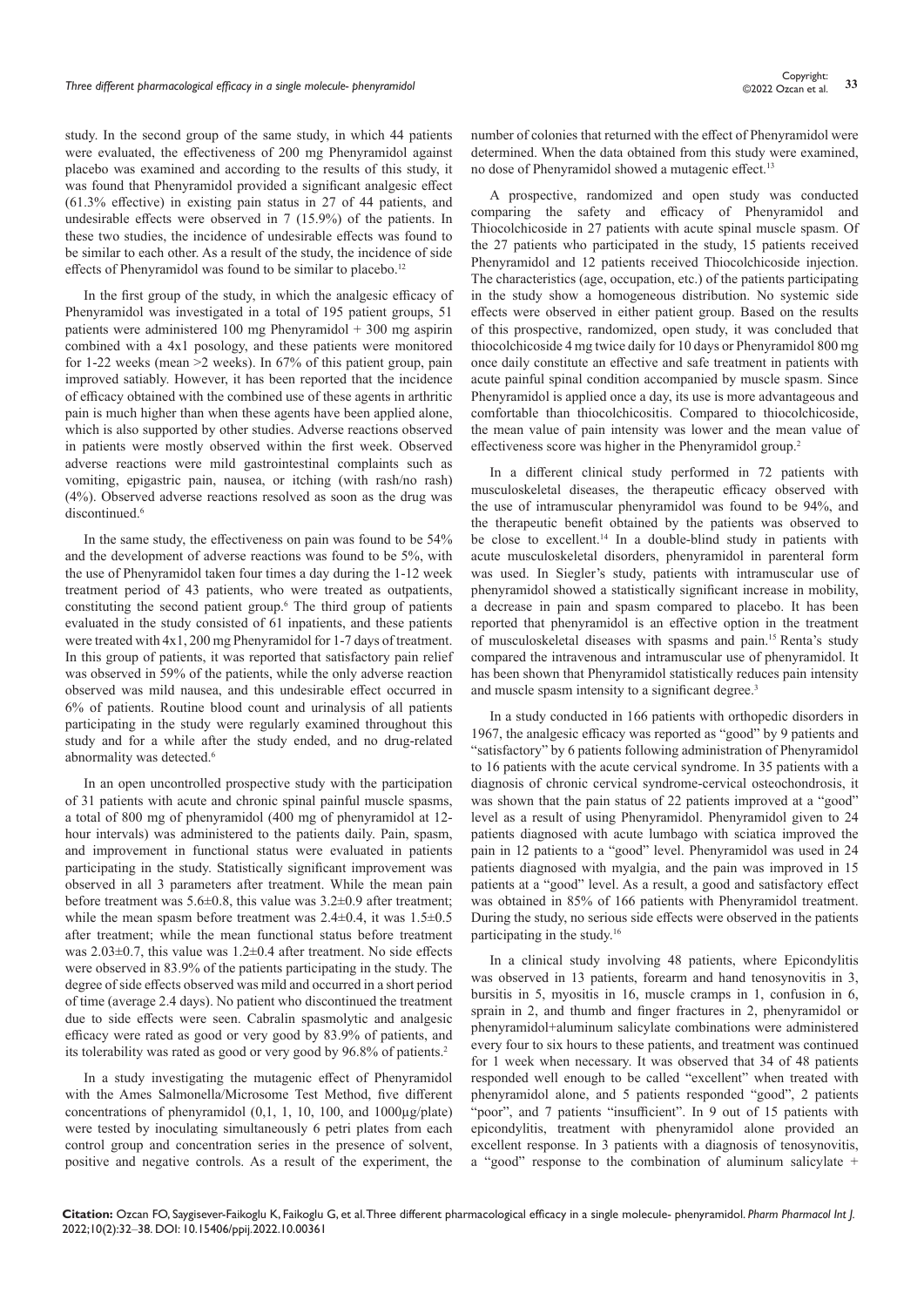study. In the second group of the same study, in which 44 patients were evaluated, the effectiveness of 200 mg Phenyramidol against placebo was examined and according to the results of this study, it was found that Phenyramidol provided a significant analgesic effect (61.3% effective) in existing pain status in 27 of 44 patients, and undesirable effects were observed in 7 (15.9%) of the patients. In these two studies, the incidence of undesirable effects was found to be similar to each other. As a result of the study, the incidence of side effects of Phenyramidol was found to be similar to placebo.[12]

In the first group of the study, in which the analgesic efficacy of Phenyramidol was investigated in a total of 195 patient groups, 51 patients were administered 100 mg Phenyramidol + 300 mg aspirin combined with a 4x1 posology, and these patients were monitored for 1-22 weeks (mean >2 weeks). In 67% of this patient group, pain improved satiably. However, it has been reported that the incidence of efficacy obtained with the combined use of these agents in arthritic pain is much higher than when these agents have been applied alone, which is also supported by other studies. Adverse reactions observed in patients were mostly observed within the first week. Observed adverse reactions were mild gastrointestinal complaints such as vomiting, epigastric pain, nausea, or itching (with rash/no rash) (4%). Observed adverse reactions resolved as soon as the drug was discontinued.[6]

In the same study, the effectiveness on pain was found to be 54% and the development of adverse reactions was found to be 5%, with the use of Phenyramidol taken four times a day during the 1-12 week treatment period of 43 patients, who were treated as outpatients, constituting the second patient group.[6] The third group of patients evaluated in the study consisted of 61 inpatients, and these patients were treated with 4x1, 200 mg Phenyramidol for 1-7 days of treatment. In this group of patients, it was reported that satisfactory pain relief was observed in 59% of the patients, while the only adverse reaction observed was mild nausea, and this undesirable effect occurred in 6% of patients. Routine blood count and urinalysis of all patients participating in the study were regularly examined throughout this study and for a while after the study ended, and no drug-related abnormality was detected.[6]

In an open uncontrolled prospective study with the participation of 31 patients with acute and chronic spinal painful muscle spasms, a total of 800 mg of phenyramidol (400 mg of phenyramidol at 12-hour intervals) was administered to the patients daily. Pain, spasm, and improvement in functional status were evaluated in patients participating in the study. Statistically significant improvement was observed in all 3 parameters after treatment. While the mean pain before treatment was 5.6±0.8, this value was 3.2±0.9 after treatment; while the mean spasm before treatment was 2.4±0.4, it was 1.5±0.5 after treatment; while the mean functional status before treatment was 2.03±0.7, this value was 1.2±0.4 after treatment. No side effects were observed in 83.9% of the patients participating in the study. The degree of side effects observed was mild and occurred in a short period of time (average 2.4 days). No patient who discontinued the treatment due to side effects were seen. Cabralin spasmolytic and analgesic efficacy were rated as good or very good by 83.9% of patients, and its tolerability was rated as good or very good by 96.8% of patients.[2]

In a study investigating the mutagenic effect of Phenyramidol with the Ames Salmonella/Microsome Test Method, five different concentrations of phenyramidol (0,1, 1, 10, 100, and 1000µg/plate) were tested by inoculating simultaneously 6 petri plates from each control group and concentration series in the presence of solvent, positive and negative controls. As a result of the experiment, the number of colonies that returned with the effect of Phenyramidol were determined. When the data obtained from this study were examined, no dose of Phenyramidol showed a mutagenic effect.[13]

A prospective, randomized and open study was conducted comparing the safety and efficacy of Phenyramidol and Thiocolchicoside in 27 patients with acute spinal muscle spasm. Of the 27 patients who participated in the study, 15 patients received Phenyramidol and 12 patients received Thiocolchicoside injection. The characteristics (age, occupation, etc.) of the patients participating in the study show a homogeneous distribution. No systemic side effects were observed in either patient group. Based on the results of this prospective, randomized, open study, it was concluded that thiocolchicoside 4 mg twice daily for 10 days or Phenyramidol 800 mg once daily constitute an effective and safe treatment in patients with acute painful spinal condition accompanied by muscle spasm. Since Phenyramidol is applied once a day, its use is more advantageous and comfortable than thiocolchicositis. Compared to thiocolchicoside, the mean value of pain intensity was lower and the mean value of effectiveness score was higher in the Phenyramidol group.[2]

In a different clinical study performed in 72 patients with musculoskeletal diseases, the therapeutic efficacy observed with the use of intramuscular phenyramidol was found to be 94%, and the therapeutic benefit obtained by the patients was observed to be close to excellent.[14] In a double-blind study in patients with acute musculoskeletal disorders, phenyramidol in parenteral form was used. In Siegler's study, patients with intramuscular use of phenyramidol showed a statistically significant increase in mobility, a decrease in pain and spasm compared to placebo. It has been reported that phenyramidol is an effective option in the treatment of musculoskeletal diseases with spasms and pain.[15] Renta's study compared the intravenous and intramuscular use of phenyramidol. It has been shown that Phenyramidol statistically reduces pain intensity and muscle spasm intensity to a significant degree.[3]

In a study conducted in 166 patients with orthopedic disorders in 1967, the analgesic efficacy was reported as "good" by 9 patients and "satisfactory" by 6 patients following administration of Phenyramidol to 16 patients with the acute cervical syndrome. In 35 patients with a diagnosis of chronic cervical syndrome-cervical osteochondrosis, it was shown that the pain status of 22 patients improved at a "good" level as a result of using Phenyramidol. Phenyramidol given to 24 patients diagnosed with acute lumbago with sciatica improved the pain in 12 patients to a "good" level. Phenyramidol was used in 24 patients diagnosed with myalgia, and the pain was improved in 15 patients at a "good" level. As a result, a good and satisfactory effect was obtained in 85% of 166 patients with Phenyramidol treatment. During the study, no serious side effects were observed in the patients participating in the study.[16]

In a clinical study involving 48 patients, where Epicondylitis was observed in 13 patients, forearm and hand tenosynovitis in 3, bursitis in 5, myositis in 16, muscle cramps in 1, confusion in 6, sprain in 2, and thumb and finger fractures in 2, phenyramidol or phenyramidol+aluminum salicylate combinations were administered every four to six hours to these patients, and treatment was continued for 1 week when necessary. It was observed that 34 of 48 patients responded well enough to be called "excellent" when treated with phenyramidol alone, and 5 patients responded "good", 2 patients "poor", and 7 patients "insufficient". In 9 out of 15 patients with epicondylitis, treatment with phenyramidol alone provided an excellent response. In 3 patients with a diagnosis of tenosynovitis, a "good" response to the combination of aluminum salicylate +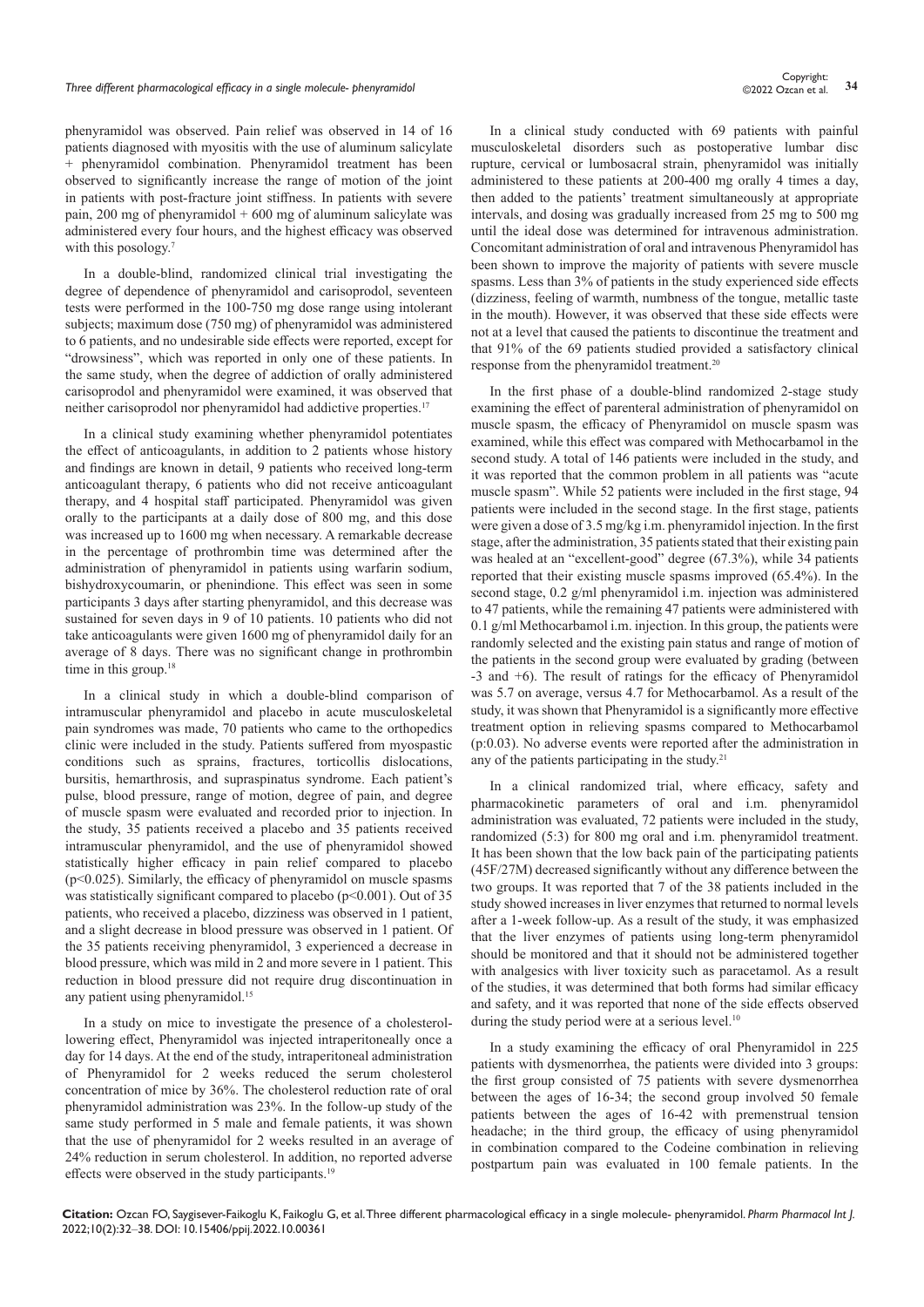phenyramidol was observed. Pain relief was observed in 14 of 16 patients diagnosed with myositis with the use of aluminum salicylate + phenyramidol combination. Phenyramidol treatment has been observed to significantly increase the range of motion of the joint in patients with post-fracture joint stiffness. In patients with severe pain, 200 mg of phenyramidol + 600 mg of aluminum salicylate was administered every four hours, and the highest efficacy was observed with this posology.[7]

In a double-blind, randomized clinical trial investigating the degree of dependence of phenyramidol and carisoprodol, seventeen tests were performed in the 100-750 mg dose range using intolerant subjects; maximum dose (750 mg) of phenyramidol was administered to 6 patients, and no undesirable side effects were reported, except for "drowsiness", which was reported in only one of these patients. In the same study, when the degree of addiction of orally administered carisoprodol and phenyramidol were examined, it was observed that neither carisoprodol nor phenyramidol had addictive properties.[17]

In a clinical study examining whether phenyramidol potentiates the effect of anticoagulants, in addition to 2 patients whose history and findings are known in detail, 9 patients who received long-term anticoagulant therapy, 6 patients who did not receive anticoagulant therapy, and 4 hospital staff participated. Phenyramidol was given orally to the participants at a daily dose of 800 mg, and this dose was increased up to 1600 mg when necessary. A remarkable decrease in the percentage of prothrombin time was determined after the administration of phenyramidol in patients using warfarin sodium, bishydroxycoumarin, or phenindione. This effect was seen in some participants 3 days after starting phenyramidol, and this decrease was sustained for seven days in 9 of 10 patients. 10 patients who did not take anticoagulants were given 1600 mg of phenyramidol daily for an average of 8 days. There was no significant change in prothrombin time in this group.[18]

In a clinical study in which a double-blind comparison of intramuscular phenyramidol and placebo in acute musculoskeletal pain syndromes was made, 70 patients who came to the orthopedics clinic were included in the study. Patients suffered from myospastic conditions such as sprains, fractures, torticollis dislocations, bursitis, hemarthrosis, and supraspinatus syndrome. Each patient's pulse, blood pressure, range of motion, degree of pain, and degree of muscle spasm were evaluated and recorded prior to injection. In the study, 35 patients received a placebo and 35 patients received intramuscular phenyramidol, and the use of phenyramidol showed statistically higher efficacy in pain relief compared to placebo ($p<0.025$). Similarly, the efficacy of phenyramidol on muscle spasms was statistically significant compared to placebo ($p<0.001$). Out of 35 patients, who received a placebo, dizziness was observed in 1 patient, and a slight decrease in blood pressure was observed in 1 patient. Of the 35 patients receiving phenyramidol, 3 experienced a decrease in blood pressure, which was mild in 2 and more severe in 1 patient. This reduction in blood pressure did not require drug discontinuation in any patient using phenyramidol.[15]

In a study on mice to investigate the presence of a cholesterol-lowering effect, Phenyramidol was injected intraperitoneally once a day for 14 days. At the end of the study, intraperitoneal administration of Phenyramidol for 2 weeks reduced the serum cholesterol concentration of mice by 36%. The cholesterol reduction rate of oral phenyramidol administration was 23%. In the follow-up study of the same study performed in 5 male and female patients, it was shown that the use of phenyramidol for 2 weeks resulted in an average of 24% reduction in serum cholesterol. In addition, no reported adverse effects were observed in the study participants.[19]

In a clinical study conducted with 69 patients with painful musculoskeletal disorders such as postoperative lumbar disc rupture, cervical or lumbosacral strain, phenyramidol was initially administered to these patients at 200-400 mg orally 4 times a day, then added to the patients' treatment simultaneously at appropriate intervals, and dosing was gradually increased from 25 mg to 500 mg until the ideal dose was determined for intravenous administration. Concomitant administration of oral and intravenous Phenyramidol has been shown to improve the majority of patients with severe muscle spasms. Less than 3% of patients in the study experienced side effects (dizziness, feeling of warmth, numbness of the tongue, metallic taste in the mouth). However, it was observed that these side effects were not at a level that caused the patients to discontinue the treatment and that 91% of the 69 patients studied provided a satisfactory clinical response from the phenyramidol treatment.[20]

In the first phase of a double-blind randomized 2-stage study examining the effect of parenteral administration of phenyramidol on muscle spasm, the efficacy of Phenyramidol on muscle spasm was examined, while this effect was compared with Methocarbamol in the second study. A total of 146 patients were included in the study, and it was reported that the common problem in all patients was "acute muscle spasm". While 52 patients were included in the first stage, 94 patients were included in the second stage. In the first stage, patients were given a dose of 3.5 mg/kg i.m. phenyramidol injection. In the first stage, after the administration, 35 patients stated that their existing pain was healed at an "excellent-good" degree (67.3%), while 34 patients reported that their existing muscle spasms improved (65.4%). In the second stage, 0.2 g/ml phenyramidol i.m. injection was administered to 47 patients, while the remaining 47 patients were administered with 0.1 g/ml Methocarbamol i.m. injection. In this group, the patients were randomly selected and the existing pain status and range of motion of the patients in the second group were evaluated by grading (between -3 and +6). The result of ratings for the efficacy of Phenyramidol was 5.7 on average, versus 4.7 for Methocarbamol. As a result of the study, it was shown that Phenyramidol is a significantly more effective treatment option in relieving spasms compared to Methocarbamol ($p$:0.03). No adverse events were reported after the administration in any of the patients participating in the study.[21]

In a clinical randomized trial, where efficacy, safety and pharmacokinetic parameters of oral and i.m. phenyramidol administration was evaluated, 72 patients were included in the study, randomized (5:3) for 800 mg oral and i.m. phenyramidol treatment. It has been shown that the low back pain of the participating patients (45F/27M) decreased significantly without any difference between the two groups. It was reported that 7 of the 38 patients included in the study showed increases in liver enzymes that returned to normal levels after a 1-week follow-up. As a result of the study, it was emphasized that the liver enzymes of patients using long-term phenyramidol should be monitored and that it should not be administered together with analgesics with liver toxicity such as paracetamol. As a result of the studies, it was determined that both forms had similar efficacy and safety, and it was reported that none of the side effects observed during the study period were at a serious level.[10]

In a study examining the efficacy of oral Phenyramidol in 225 patients with dysmenorrhea, the patients were divided into 3 groups: the first group consisted of 75 patients with severe dysmenorrhea between the ages of 16-34; the second group involved 50 female patients between the ages of 16-42 with premenstrual tension headache; in the third group, the efficacy of using phenyramidol in combination compared to the Codeine combination in relieving postpartum pain was evaluated in 100 female patients. In the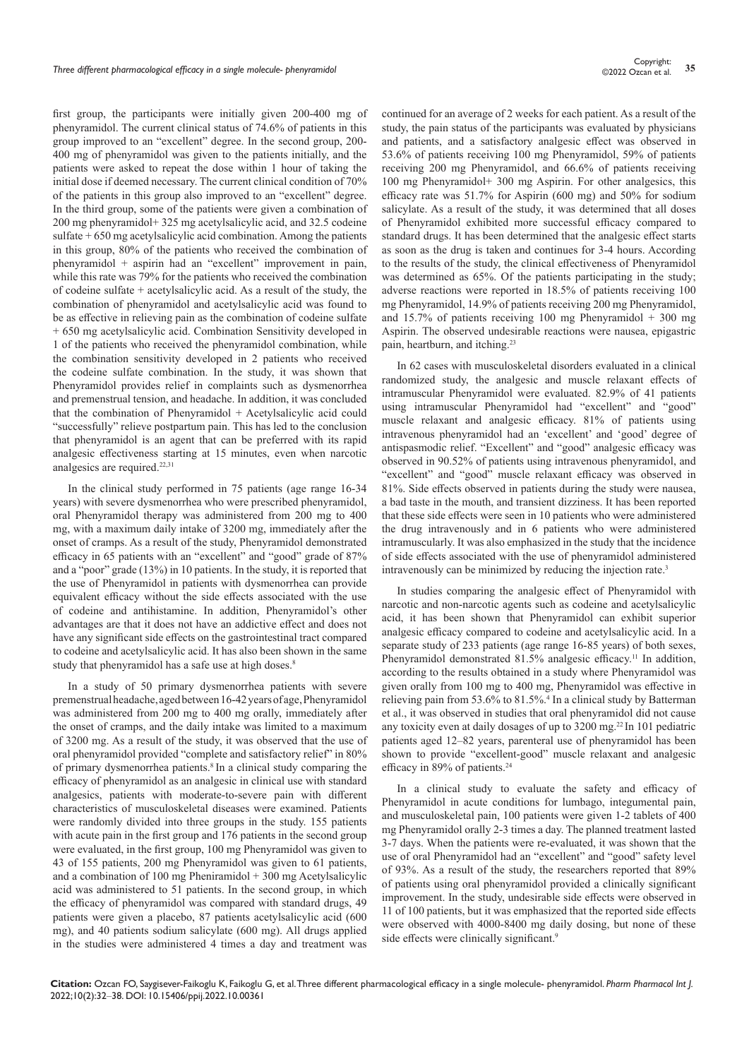first group, the participants were initially given 200-400 mg of phenyramidol. The current clinical status of 74.6% of patients in this group improved to an "excellent" degree. In the second group, 200-400 mg of phenyramidol was given to the patients initially, and the patients were asked to repeat the dose within 1 hour of taking the initial dose if deemed necessary. The current clinical condition of 70% of the patients in this group also improved to an "excellent" degree. In the third group, some of the patients were given a combination of 200 mg phenyramidol+ 325 mg acetylsalicylic acid, and 32.5 codeine sulfate + 650 mg acetylsalicylic acid combination. Among the patients in this group, 80% of the patients who received the combination of phenyramidol + aspirin had an "excellent" improvement in pain, while this rate was 79% for the patients who received the combination of codeine sulfate + acetylsalicylic acid. As a result of the study, the combination of phenyramidol and acetylsalicylic acid was found to be as effective in relieving pain as the combination of codeine sulfate + 650 mg acetylsalicylic acid. Combination Sensitivity developed in 1 of the patients who received the phenyramidol combination, while the combination sensitivity developed in 2 patients who received the codeine sulfate combination. In the study, it was shown that Phenyramidol provides relief in complaints such as dysmenorrhea and premenstrual tension, and headache. In addition, it was concluded that the combination of Phenyramidol + Acetylsalicylic acid could "successfully" relieve postpartum pain. This has led to the conclusion that phenyramidol is an agent that can be preferred with its rapid analgesic effectiveness starting at 15 minutes, even when narcotic analgesics are required.[22,31]

In the clinical study performed in 75 patients (age range 16-34 years) with severe dysmenorrhea who were prescribed phenyramidol, oral Phenyramidol therapy was administered from 200 mg to 400 mg, with a maximum daily intake of 3200 mg, immediately after the onset of cramps. As a result of the study, Phenyramidol demonstrated efficacy in 65 patients with an "excellent" and "good" grade of 87% and a "poor" grade (13%) in 10 patients. In the study, it is reported that the use of Phenyramidol in patients with dysmenorrhea can provide equivalent efficacy without the side effects associated with the use of codeine and antihistamine. In addition, Phenyramidol's other advantages are that it does not have an addictive effect and does not have any significant side effects on the gastrointestinal tract compared to codeine and acetylsalicylic acid. It has also been shown in the same study that phenyramidol has a safe use at high doses.[8]

In a study of 50 primary dysmenorrhea patients with severe premenstrual headache, aged between 16-42 years of age, Phenyramidol was administered from 200 mg to 400 mg orally, immediately after the onset of cramps, and the daily intake was limited to a maximum of 3200 mg. As a result of the study, it was observed that the use of oral phenyramidol provided "complete and satisfactory relief" in 80% of primary dysmenorrhea patients.[8] In a clinical study comparing the efficacy of phenyramidol as an analgesic in clinical use with standard analgesics, patients with moderate-to-severe pain with different characteristics of musculoskeletal diseases were examined. Patients were randomly divided into three groups in the study. 155 patients with acute pain in the first group and 176 patients in the second group were evaluated, in the first group, 100 mg Phenyramidol was given to 43 of 155 patients, 200 mg Phenyramidol was given to 61 patients, and a combination of 100 mg Pheniramidol + 300 mg Acetylsalicylic acid was administered to 51 patients. In the second group, in which the efficacy of phenyramidol was compared with standard drugs, 49 patients were given a placebo, 87 patients acetylsalicylic acid (600 mg), and 40 patients sodium salicylate (600 mg). All drugs applied in the studies were administered 4 times a day and treatment was continued for an average of 2 weeks for each patient. As a result of the study, the pain status of the participants was evaluated by physicians and patients, and a satisfactory analgesic effect was observed in 53.6% of patients receiving 100 mg Phenyramidol, 59% of patients receiving 200 mg Phenyramidol, and 66.6% of patients receiving 100 mg Phenyramidol+ 300 mg Aspirin. For other analgesics, this efficacy rate was 51.7% for Aspirin (600 mg) and 50% for sodium salicylate. As a result of the study, it was determined that all doses of Phenyramidol exhibited more successful efficacy compared to standard drugs. It has been determined that the analgesic effect starts as soon as the drug is taken and continues for 3-4 hours. According to the results of the study, the clinical effectiveness of Phenyramidol was determined as 65%. Of the patients participating in the study; adverse reactions were reported in 18.5% of patients receiving 100 mg Phenyramidol, 14.9% of patients receiving 200 mg Phenyramidol, and 15.7% of patients receiving 100 mg Phenyramidol + 300 mg Aspirin. The observed undesirable reactions were nausea, epigastric pain, heartburn, and itching.[23]

In 62 cases with musculoskeletal disorders evaluated in a clinical randomized study, the analgesic and muscle relaxant effects of intramuscular Phenyramidol were evaluated. 82.9% of 41 patients using intramuscular Phenyramidol had "excellent" and "good" muscle relaxant and analgesic efficacy. 81% of patients using intravenous phenyramidol had an 'excellent' and 'good' degree of antispasmodic relief. "Excellent" and "good" analgesic efficacy was observed in 90.52% of patients using intravenous phenyramidol, and "excellent" and "good" muscle relaxant efficacy was observed in 81%. Side effects observed in patients during the study were nausea, a bad taste in the mouth, and transient dizziness. It has been reported that these side effects were seen in 10 patients who were administered the drug intravenously and in 6 patients who were administered intramuscularly. It was also emphasized in the study that the incidence of side effects associated with the use of phenyramidol administered intravenously can be minimized by reducing the injection rate.[3]

In studies comparing the analgesic effect of Phenyramidol with narcotic and non-narcotic agents such as codeine and acetylsalicylic acid, it has been shown that Phenyramidol can exhibit superior analgesic efficacy compared to codeine and acetylsalicylic acid. In a separate study of 233 patients (age range 16-85 years) of both sexes, Phenyramidol demonstrated 81.5% analgesic efficacy.[11] In addition, according to the results obtained in a study where Phenyramidol was given orally from 100 mg to 400 mg, Phenyramidol was effective in relieving pain from 53.6% to 81.5%.[4] In a clinical study by Batterman et al., it was observed in studies that oral phenyramidol did not cause any toxicity even at daily dosages of up to 3200 mg.[22] In 101 pediatric patients aged 12–82 years, parenteral use of phenyramidol has been shown to provide "excellent-good" muscle relaxant and analgesic efficacy in 89% of patients.[24]

In a clinical study to evaluate the safety and efficacy of Phenyramidol in acute conditions for lumbago, integumental pain, and musculoskeletal pain, 100 patients were given 1-2 tablets of 400 mg Phenyramidol orally 2-3 times a day. The planned treatment lasted 3-7 days. When the patients were re-evaluated, it was shown that the use of oral Phenyramidol had an "excellent" and "good" safety level of 93%. As a result of the study, the researchers reported that 89% of patients using oral phenyramidol provided a clinically significant improvement. In the study, undesirable side effects were observed in 11 of 100 patients, but it was emphasized that the reported side effects were observed with 4000-8400 mg daily dosing, but none of these side effects were clinically significant.[9]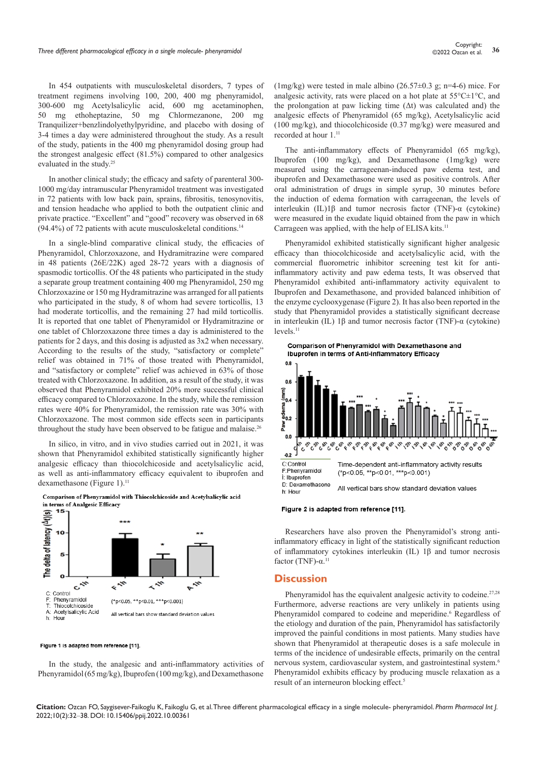In 454 outpatients with musculoskeletal disorders, 7 types of treatment regimens involving 100, 200, 400 mg phenyramidol, 300-600 mg Acetylsalicylic acid, 600 mg acetaminophen, 50 mg ethoheptazine, 50 mg Chlormezanone, 200 mg Tranquilizer+benzlindolyethylpyridine, and placebo with dosing of 3-4 times a day were administered throughout the study. As a result of the study, patients in the 400 mg phenyramidol dosing group had the strongest analgesic effect (81.5%) compared to other analgesics evaluated in the study.[25]

In another clinical study; the efficacy and safety of parenteral 300-1000 mg/day intramuscular Phenyramidol treatment was investigated in 72 patients with low back pain, sprains, fibrositis, tenosynovitis, and tension headache who applied to both the outpatient clinic and private practice. "Excellent" and "good" recovery was observed in 68 (94.4%) of 72 patients with acute musculoskeletal conditions.[14]

In a single-blind comparative clinical study, the efficacies of Phenyramidol, Chlorzoxazone, and Hydramitrazine were compared in 48 patients (26E/22K) aged 28-72 years with a diagnosis of spasmodic torticollis. Of the 48 patients who participated in the study, a separate group treatment containing 400 mg Phenyramidol, 250 mg Chlorzoxazine or 150 mg Hydramitrazine was arranged for all patients who participated in the study, 8 of whom had severe torticollis, 13 had moderate torticollis, and the remaining 27 had mild torticollis. It is reported that one tablet of Phenyramidol or Hydramitrazine or one tablet of Chlorzoxazone three times a day is administered to the patients for 2 days, and this dosing is adjusted as 3x2 when necessary. According to the results of the study, "satisfactory or complete" relief was obtained in 71% of those treated with Phenyramidol, and "satisfactory or complete" relief was achieved in 63% of those treated with Chlorzoxazone. In addition, as a result of the study, it was observed that Phenyramidol exhibited 20% more successful clinical efficacy compared to Chlorzoxazone. In the study, while the remission rates were 40% for Phenyramidol, the remission rate was 30% with Chlorzoxazone. The most common side effects seen in participants throughout the study have been observed to be fatigue and malaise.[26]

In silico, in vitro, and in vivo studies carried out in 2021, it was shown that Phenyramidol exhibited statistically significantly higher analgesic efficacy than thiocolchicoside and acetylsalicylic acid, as well as anti-inflammatory efficacy equivalent to ibuprofen and dexamethasone (Figure 1).[11]

**Comparison of Phenyramidol with Thiocolchicoside and Acetylsalicylic acid in terms of Analgesic Efficacy**

C: Control
F: Phenyramidol
T: Thiocolchicoside
A: Acetylsalicylic Acid
h: Hour

(*p<0.05, **p<0.01, ***p<0.001)

All vertical bars show standard deviation values

**Figure 1** is adapted from reference [11].

In the study, the analgesic and anti-inflammatory activities of Phenyramidol (65 mg/kg), Ibuprofen (100 mg/kg), and Dexamethasone (1mg/kg) were tested in male albino (26.57±0.3 g; n=4-6) mice. For analgesic activity, rats were placed on a hot plate at 55°C±1°C, and the prolongation at paw licking time (Δt) was calculated and) the analgesic effects of Phenyramidol (65 mg/kg), Acetylsalicylic acid (100 mg/kg), and thiocolchicoside (0.37 mg/kg) were measured and recorded at hour 1.[11]

The anti-inflammatory effects of Phenyramidol (65 mg/kg), Ibuprofen (100 mg/kg), and Dexamethasone (1mg/kg) were measured using the carrageenan-induced paw edema test, and ibuprofen and Dexamethasone were used as positive controls. After oral administration of drugs in simple syrup, 30 minutes before the induction of edema formation with carrageenan, the levels of interleukin (IL)1β and tumor necrosis factor (TNF)-α (cytokine) were measured in the exudate liquid obtained from the paw in which Carrageen was applied, with the help of ELISA kits.[11]

Phenyramidol exhibited statistically significant higher analgesic efficacy than thiocolchicoside and acetylsalicylic acid, with the commercial fluorometric inhibitor screening test kit for anti-inflammatory activity and paw edema tests, It was observed that Phenyramidol exhibited anti-inflammatory activity equivalent to Ibuprofen and Dexamethasone, and provided balanced inhibition of the enzyme cyclooxygenase (Figure 2). It has also been reported in the study that Phenyramidol provides a statistically significant decrease in interleukin (IL) 1β and tumor necrosis factor (TNF)-α (cytokine) levels.[11]

**Comparison of Phenyramidol with Dexamethasone and Ibuprofen in terms of Anti-Inflammatory Efficacy**

C: Control
F: Phenyramidol
I: Ibuprofen
D: Dexamethasone
h: Hour

Time-dependent anti-inflammatory activity results (*p<0.05, **p<0.01, ***p<0.001)

All vertical bars show standard deviation values

**Figure 2** is adapted from reference [11].

Researchers have also proven the Phenyramidol's strong anti-inflammatory efficacy in light of the statistically significant reduction of inflammatory cytokines interleukin (IL) 1β and tumor necrosis factor (TNF)-α.[11]

## Discussion

Phenyramidol has the equivalent analgesic activity to codeine.[27,28] Furthermore, adverse reactions are very unlikely in patients using Phenyramidol compared to codeine and meperidine.[6] Regardless of the etiology and duration of the pain, Phenyramidol has satisfactorily improved the painful conditions in most patients. Many studies have shown that Phenyramidol at therapeutic doses is a safe molecule in terms of the incidence of undesirable effects, primarily on the central nervous system, cardiovascular system, and gastrointestinal system.[6] Phenyramidol exhibits efficacy by producing muscle relaxation as a result of an interneuron blocking effect.[5]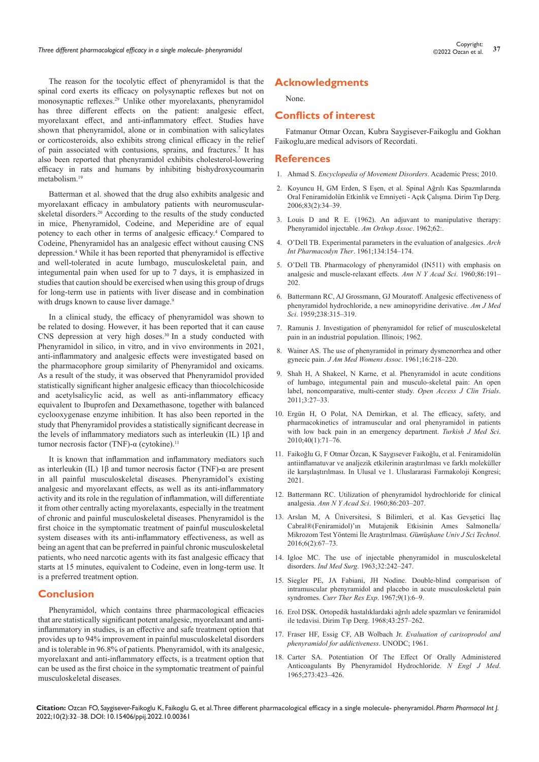The reason for the tocolytic effect of phenyramidol is that the spinal cord exerts its efficacy on polysynaptic reflexes but not on monosynaptic reflexes.[29] Unlike other myorelaxants, phenyramidol has three different effects on the patient: analgesic effect, myorelaxant effect, and anti-inflammatory effect. Studies have shown that phenyramidol, alone or in combination with salicylates or corticosteroids, also exhibits strong clinical efficacy in the relief of pain associated with contusions, sprains, and fractures.[7] It has also been reported that phenyramidol exhibits cholesterol-lowering efficacy in rats and humans by inhibiting bishydroxycoumarin metabolism.[19]

Batterman et al. showed that the drug also exhibits analgesic and myorelaxant efficacy in ambulatory patients with neuromuscular-skeletal disorders.[20] According to the results of the study conducted in mice, Phenyramidol, Codeine, and Meperidine are of equal potency to each other in terms of analgesic efficacy.[4] Compared to Codeine, Phenyramidol has an analgesic effect without causing CNS depression.[4] While it has been reported that phenyramidol is effective and well-tolerated in acute lumbago, musculoskeletal pain, and integumental pain when used for up to 7 days, it is emphasized in studies that caution should be exercised when using this group of drugs for long-term use in patients with liver disease and in combination with drugs known to cause liver damage.[9]

In a clinical study, the efficacy of phenyramidol was shown to be related to dosing. However, it has been reported that it can cause CNS depression at very high doses.[30] In a study conducted with Phenyramidol in silico, in vitro, and in vivo environments in 2021, anti-inflammatory and analgesic effects were investigated based on the pharmacophore group similarity of Phenyramidol and oxicams. As a result of the study, it was observed that Phenyramidol provided statistically significant higher analgesic efficacy than thiocolchicoside and acetylsalicylic acid, as well as anti-inflammatory efficacy equivalent to Ibuprofen and Dexamethasone, together with balanced cyclooxygenase enzyme inhibition. It has also been reported in the study that Phenyramidol provides a statistically significant decrease in the levels of inflammatory mediators such as interleukin (IL) 1β and tumor necrosis factor (TNF)-α (cytokine).[11]

It is known that inflammation and inflammatory mediators such as interleukin (IL) 1β and tumor necrosis factor (TNF)-α are present in all painful musculoskeletal diseases. Phenyramidol's existing analgesic and myorelaxant effects, as well as its anti-inflammatory activity and its role in the regulation of inflammation, will differentiate it from other centrally acting myorelaxants, especially in the treatment of chronic and painful musculoskeletal diseases. Phenyramidol is the first choice in the symptomatic treatment of painful musculoskeletal system diseases with its anti-inflammatory effectiveness, as well as being an agent that can be preferred in painful chronic musculoskeletal patients, who need narcotic agents with its fast analgesic efficacy that starts at 15 minutes, equivalent to Codeine, even in long-term use. It is a preferred treatment option.

## Conclusion

Phenyramidol, which contains three pharmacological efficacies that are statistically significant potent analgesic, myorelaxant and anti-inflammatory in studies, is an effective and safe treatment option that provides up to 94% improvement in painful musculoskeletal disorders and is tolerable in 96.8% of patients. Phenyramidol, with its analgesic, myorelaxant and anti-inflammatory effects, is a treatment option that can be used as the first choice in the symptomatic treatment of painful musculoskeletal diseases.

## Acknowledgments

None.

## Conflicts of interest

Fatmanur Otmar Ozcan, Kubra Saygisever-Faikoglu and Gokhan Faikoglu,are medical advisors of Recordati.

## References

1. Ahmad S. *Encyclopedia of Movement Disorders*. Academic Press; 2010.
2. Koyuncu H, GM Erden, S Eşen, et al. Spinal Ağrılı Kas Spazmlarında Oral Feniramidolün Etkinlik ve Emniyeti - Açık Çalışma. Dirim Tıp Derg. 2006;83(2):34–39.
3. Louis D and R E. (1962). An adjuvant to manipulative therapy: Phenyramidol injectable. *Am Orthop Assoc*. 1962;62:.
4. O'Dell TB. Experimental parameters in the evaluation of analgesics. *Arch Int Pharmacodyn Ther*. 1961;134:154–174.
5. O'Dell TB. Pharmacology of phenyramidol (IN511) with emphasis on analgesic and muscle-relaxant effects. *Ann N Y Acad Sci*. 1960;86:191–202.
6. Battermann RC, AJ Grossmann, GJ Mouratoff. Analgesic effectiveness of phenyramidol hydrochloride, a new aminopyridine derivative. *Am J Med Sci*. 1959;238:315–319.
7. Ramunis J. Investigation of phenyramidol for relief of musculoskeletal pain in an industrial population. Illinois; 1962.
8. Wainer AS. The use of phenyramidol in primary dysmenorrhea and other gynecic pain. *J Am Med Womens Assoc*. 1961;16:218–220.
9. Shah H, A Shakeel, N Karne, et al. Phenyramidol in acute conditions of lumbago, integumental pain and musculo-skeletal pain: An open label, noncomparative, multi-center study. *Open Access J Clin Trials*. 2011;3:27–33.
10. Ergün H, O Polat, NA Demirkan, et al. The efficacy, safety, and pharmacokinetics of intramuscular and oral phenyramidol in patients with low back pain in an emergency department. *Turkish J Med Sci*. 2010;40(1):71–76.
11. Faikoğlu G, F Otmar Özcan, K Saygısever Faikoğlu, et al. Feniramidolün antiinflamatuvar ve analjezik etkilerinin araştırılması ve farklı moleküller ile karşılaştırılması. In Ulusal ve 1. Uluslararasi Farmakoloji Kongresi; 2021.
12. Battermann RC. Utilization of phenyramidol hydrochloride for clinical analgesia. *Ann N Y Acad Sci*. 1960;86:203–207.
13. Arslan M, A Üniversitesi, S Bilimleri, et al. Kas Gevşetici İlaç Cabral®(Feniramidol)'ın Mutajenik Etkisinin Ames Salmonella/ Mikrozom Test Yöntemi İle Araştırılması. *Gümüşhane Univ J Sci Technol*. 2016;6(2):67–73.
14. Igloe MC. The use of injectable phenyramidol in musculoskeletal disorders. *Ind Med Surg*. 1963;32:242–247.
15. Siegler PE, JA Fabiani, JH Nodine. Double-blind comparison of intramuscular phenyramidol and placebo in acute musculoskeletal pain syndromes. *Curr Ther Res Exp*. 1967;9(1):6–9.
16. Erol DSK. Ortopedik hastalıklardaki ağrılı adele spazmları ve feniramidol ile tedavisi. Dirim Tıp Derg. 1968;43:257–262.
17. Fraser HF, Essig CF, AB Wolbach Jr. *Evaluation of carisoprodol and phenyramidol for addictiveness*. UNODC; 1961.
18. Carter SA. Potentiation Of The Effect Of Orally Administered Anticoagulants By Phenyramidol Hydrochloride. *N Engl J Med*. 1965;273:423–426.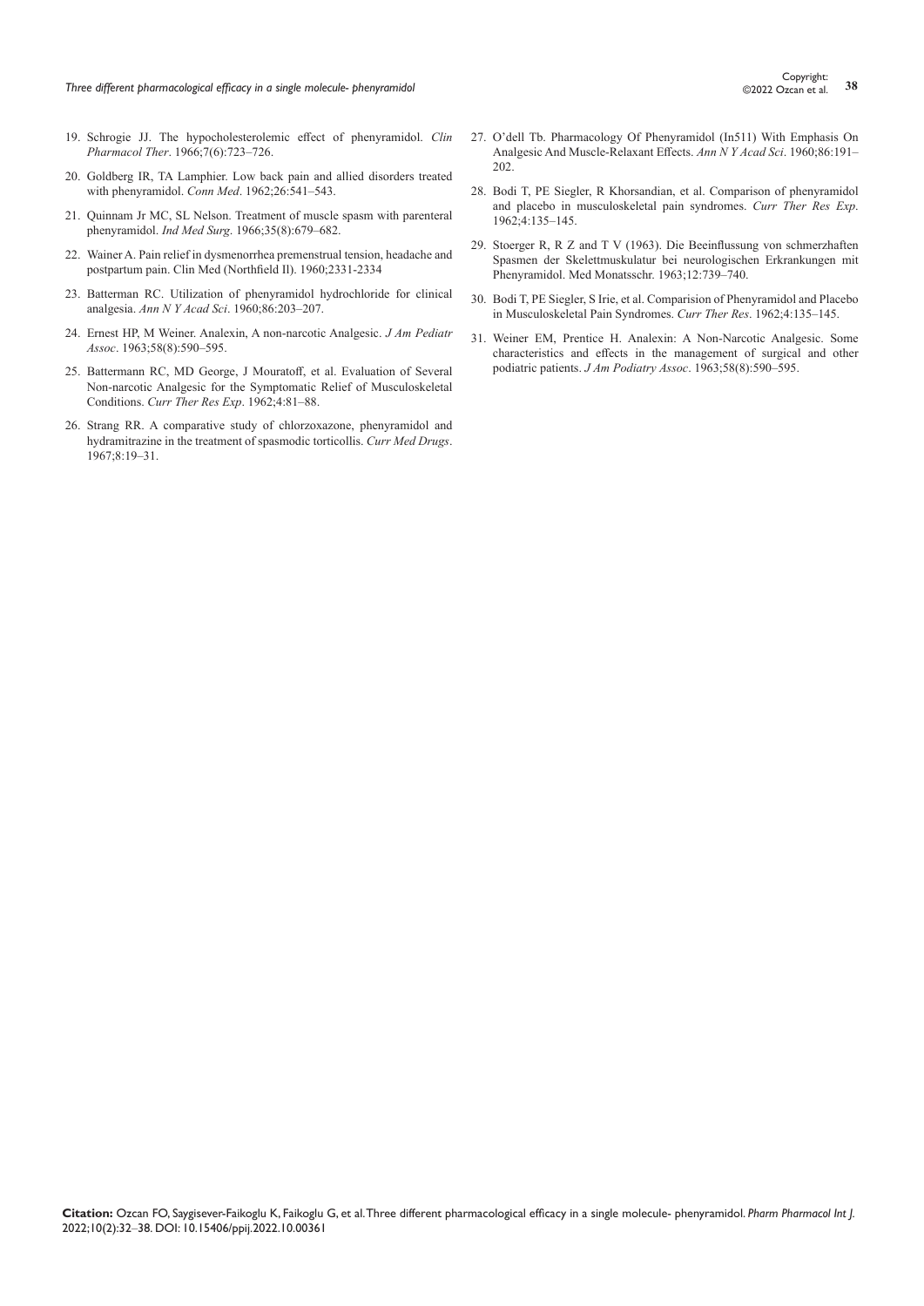19. Schrogie JJ. The hypocholesterolemic effect of phenyramidol. *Clin Pharmacol Ther*. 1966;7(6):723–726.
20. Goldberg IR, TA Lamphier. Low back pain and allied disorders treated with phenyramidol. *Conn Med*. 1962;26:541–543.
21. Quinnam Jr MC, SL Nelson. Treatment of muscle spasm with parenteral phenyramidol. *Ind Med Surg*. 1966;35(8):679–682.
22. Wainer A. Pain relief in dysmenorrhea premenstrual tension, headache and postpartum pain. Clin Med (Northfield Il). 1960;2331-2334
23. Batterman RC. Utilization of phenyramidol hydrochloride for clinical analgesia. *Ann N Y Acad Sci*. 1960;86:203–207.
24. Ernest HP, M Weiner. Analexin, A non-narcotic Analgesic. *J Am Pediatr Assoc*. 1963;58(8):590–595.
25. Battermann RC, MD George, J Mouratoff, et al. Evaluation of Several Non-narcotic Analgesic for the Symptomatic Relief of Musculoskeletal Conditions. *Curr Ther Res Exp*. 1962;4:81–88.
26. Strang RR. A comparative study of chlorzoxazone, phenyramidol and hydramitrazine in the treatment of spasmodic torticollis. *Curr Med Drugs*. 1967;8:19–31.
27. O'dell Tb. Pharmacology Of Phenyramidol (In511) With Emphasis On Analgesic And Muscle-Relaxant Effects. *Ann N Y Acad Sci*. 1960;86:191–202.
28. Bodi T, PE Siegler, R Khorsandian, et al. Comparison of phenyramidol and placebo in musculoskeletal pain syndromes. *Curr Ther Res Exp*. 1962;4:135–145.
29. Stoerger R, R Z and T V (1963). Die Beeinflussung von schmerzhaften Spasmen der Skelettmuskulatur bei neurologischen Erkrankungen mit Phenyramidol. Med Monatsschr. 1963;12:739–740.
30. Bodi T, PE Siegler, S Irie, et al. Comparision of Phenyramidol and Placebo in Musculoskeletal Pain Syndromes. *Curr Ther Res*. 1962;4:135–145.
31. Weiner EM, Prentice H. Analexin: A Non-Narcotic Analgesic. Some characteristics and effects in the management of surgical and other podiatric patients. *J Am Podiatry Assoc*. 1963;58(8):590–595.